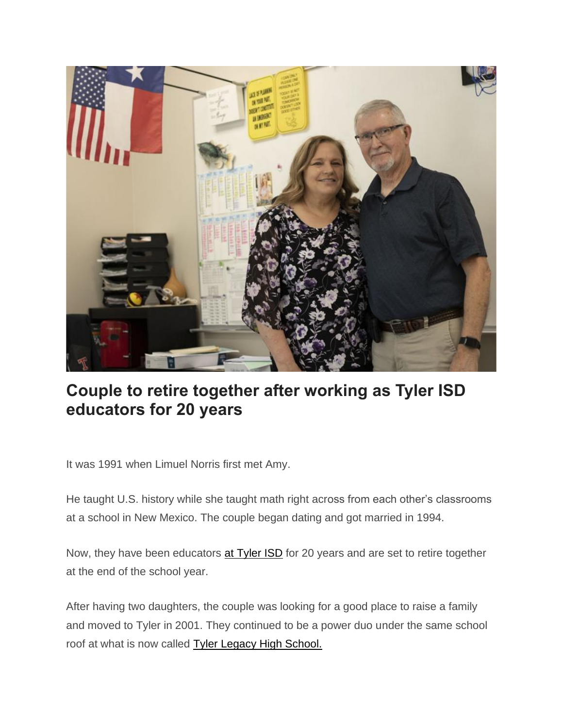# Couple to retire together after working as Tyler ISD educators for 20 years

It was 1991 when Limuel Norris first met Amy.

He taught U.S. history while she taught math right across from each other's classrooms at a school in New Mexico. The couple began dating and got married in 1994.

Now, they have been educators at Tyler ISD for 20 years and are set to retire together at the end of the school year.

After having two daughters, the couple was looking for a good place to raise a family and moved to Tyler in 2001. They continued to be a power duo under the same school roof at what is now called Tyler Legacy High School.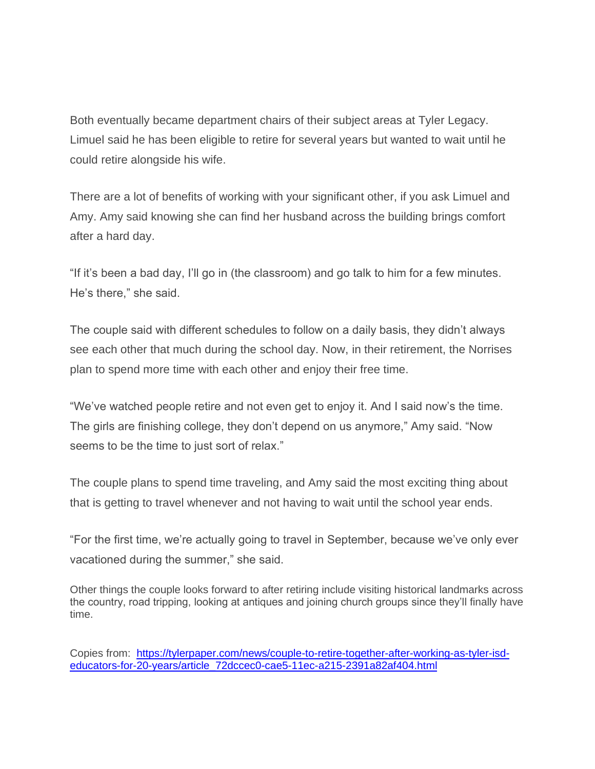Both eventually became department chairs of their subject areas at Tyler Legacy. Limuel said he has been eligible to retire for several years but wanted to wait until he could retire alongside his wife.

There are a lot of benefits of working with your significant other, if you ask Limuel and Amy. Amy said knowing she can find her husband across the building brings comfort after a hard day.

“If it’s been a bad day, I’ll go in (the classroom) and go talk to him for a few minutes. He’s there,” she said.

The couple said with different schedules to follow on a daily basis, they didn’t always see each other that much during the school day. Now, in their retirement, the Norrises plan to spend more time with each other and enjoy their free time.

“We’ve watched people retire and not even get to enjoy it. And I said now’s the time. The girls are finishing college, they don’t depend on us anymore,” Amy said. “Now seems to be the time to just sort of relax.”

The couple plans to spend time traveling, and Amy said the most exciting thing about that is getting to travel whenever and not having to wait until the school year ends.

“For the first time, we’re actually going to travel in September, because we’ve only ever vacationed during the summer,” she said.

Other things the couple looks forward to after retiring include visiting historical landmarks across the country, road tripping, looking at antiques and joining church groups since they’ll finally have time.

Copies from: [https://tylerpaper.com/news/couple-to-retire-together-after-working-as-tyler-isd-educators-for-20-years/article_72dccec0-cae5-11ec-a215-2391a82af404.html](https://tylerpaper.com/news/couple-to-retire-together-after-working-as-tyler-isd-educators-for-20-years/article_72dccec0-cae5-11ec-a215-2391a82af404.html)